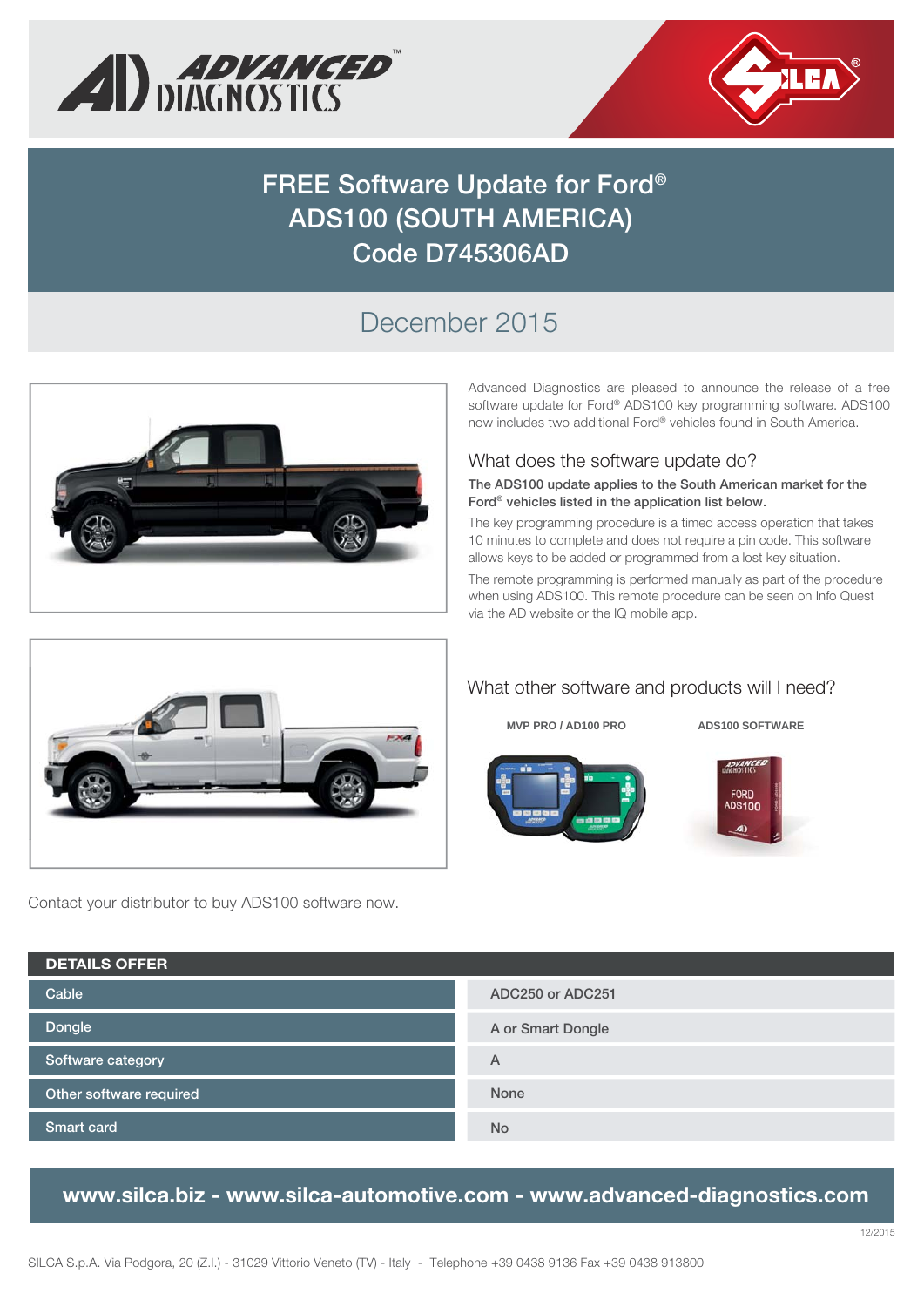# FREE Software Update for Ford®
# ADS100 (SOUTH AMERICA)
# Code D745306AD

## December 2015

Advanced Diagnostics are pleased to announce the release of a free software update for Ford® ADS100 key programming software. ADS100 now includes two additional Ford® vehicles found in South America.

### What does the software update do?

**The ADS100 update applies to the South American market for the Ford® vehicles listed in the application list below.**

The key programming procedure is a timed access operation that takes 10 minutes to complete and does not require a pin code. This software allows keys to be added or programmed from a lost key situation.

The remote programming is performed manually as part of the procedure when using ADS100. This remote procedure can be seen on Info Quest via the AD website or the IQ mobile app.

### What other software and products will I need?

**MVP PRO / AD100 PRO**

**ADS100 SOFTWARE**

Contact your distributor to buy ADS100 software now.

| DETAILS OFFER | |
|---|---|
| Cable | ADC250 or ADC251 |
| Dongle | A or Smart Dongle |
| Software category | A |
| Other software required | None |
| Smart card | No |

**www.silca.biz - www.silca-automotive.com - www.advanced-diagnostics.com**

12/2015

SILCA S.p.A. Via Podgora, 20 (Z.I.) - 31029 Vittorio Veneto (TV) - Italy - Telephone +39 0438 9136 Fax +39 0438 913800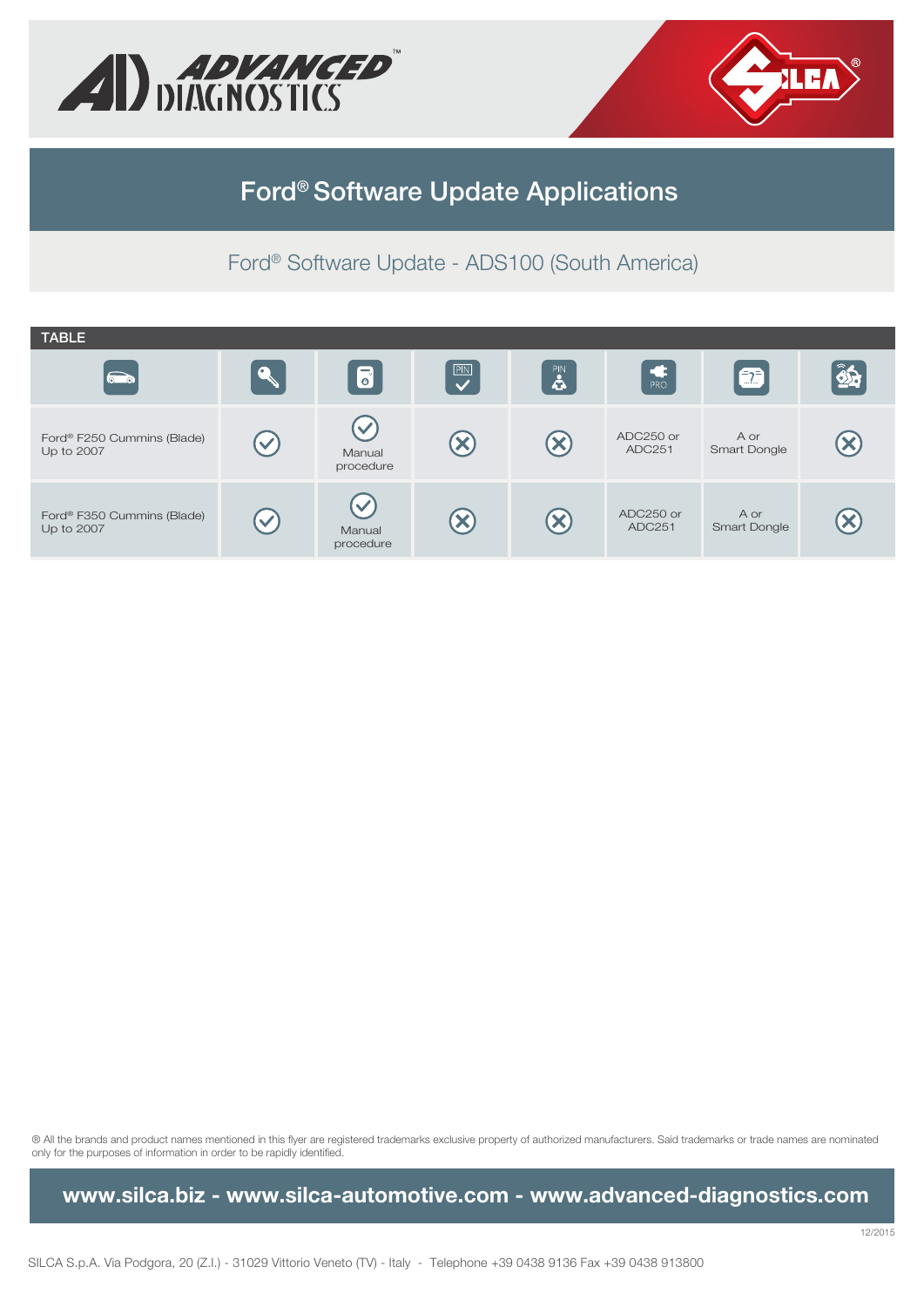# Ford® Software Update Applications

## Ford® Software Update - ADS100 (South America)

TABLE

| | | | | | | | |
|---|---|---|---|---|---|---|---|
| Ford® F250 Cummins (Blade) Up to 2007 | ✓ | ✓ Manual procedure | ✗ | ✗ | ADC250 or ADC251 | A or Smart Dongle | ✗ |
| Ford® F350 Cummins (Blade) Up to 2007 | ✓ | ✓ Manual procedure | ✗ | ✗ | ADC250 or ADC251 | A or Smart Dongle | ✗ |

® All the brands and product names mentioned in this flyer are registered trademarks exclusive property of authorized manufacturers. Said trademarks or trade names are nominated only for the purposes of information in order to be rapidly identified.

**www.silca.biz - www.silca-automotive.com - www.advanced-diagnostics.com**

12/2015

SILCA S.p.A. Via Podgora, 20 (Z.I.) - 31029 Vittorio Veneto (TV) - Italy - Telephone +39 0438 9136 Fax +39 0438 913800